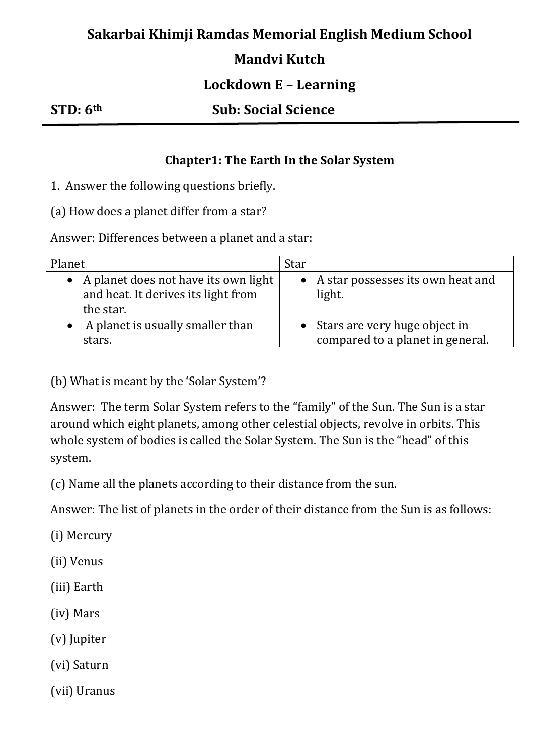# Sakarbai Khimji Ramdas Memorial English Medium School

## Mandvi Kutch

## Lockdown E – Learning

**STD: 6th** **Sub: Social Science**

---

### Chapter1: The Earth In the Solar System

1. Answer the following questions briefly.

(a) How does a planet differ from a star?

Answer: Differences between a planet and a star:

| Planet | Star |
|---|---|
| • A planet does not have its own light and heat. It derives its light from the star. | • A star possesses its own heat and light. |
| • A planet is usually smaller than stars. | • Stars are very huge object in compared to a planet in general. |

(b) What is meant by the 'Solar System'?

Answer: The term Solar System refers to the "family" of the Sun. The Sun is a star around which eight planets, among other celestial objects, revolve in orbits. This whole system of bodies is called the Solar System. The Sun is the "head" of this system.

(c) Name all the planets according to their distance from the sun.

Answer: The list of planets in the order of their distance from the Sun is as follows:

(i) Mercury

(ii) Venus

(iii) Earth

(iv) Mars

(v) Jupiter

(vi) Saturn

(vii) Uranus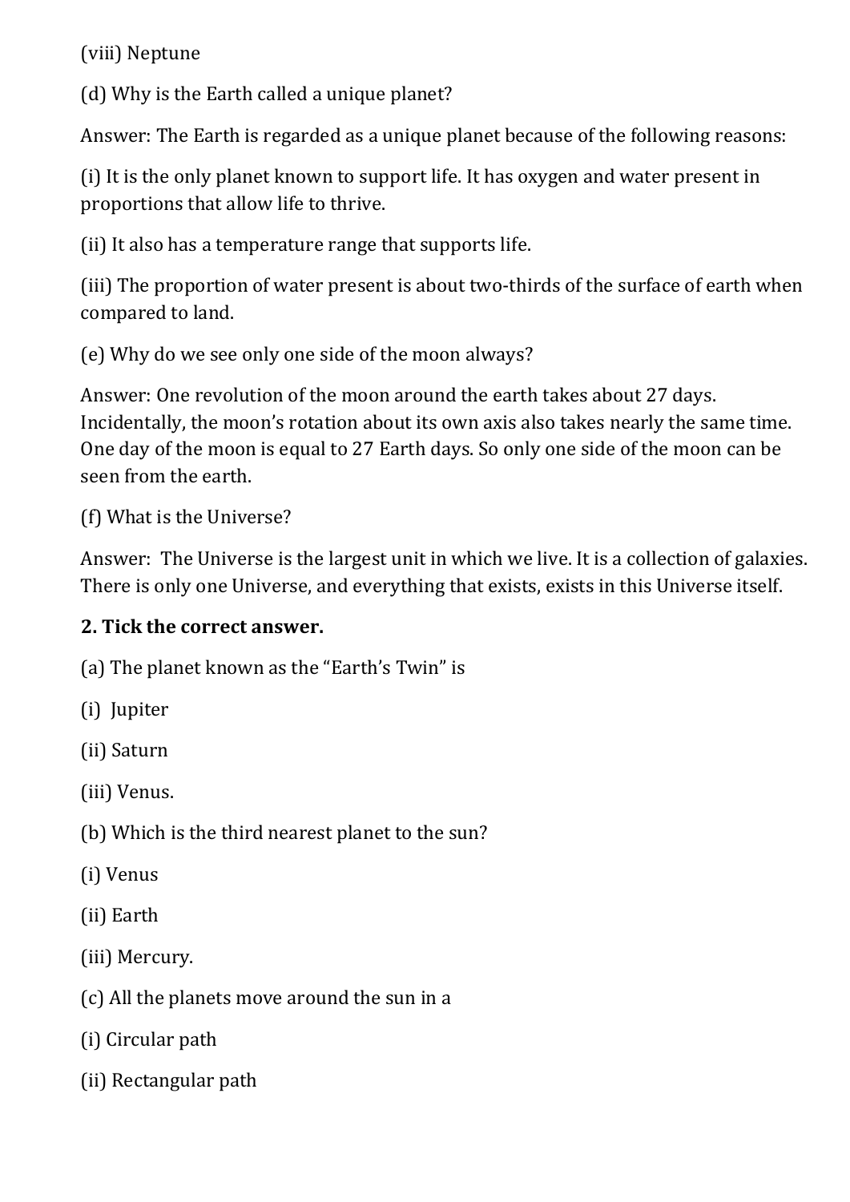(viii) Neptune

(d) Why is the Earth called a unique planet?

Answer: The Earth is regarded as a unique planet because of the following reasons:

(i) It is the only planet known to support life. It has oxygen and water present in proportions that allow life to thrive.

(ii) It also has a temperature range that supports life.

(iii) The proportion of water present is about two-thirds of the surface of earth when compared to land.

(e) Why do we see only one side of the moon always?

Answer: One revolution of the moon around the earth takes about 27 days. Incidentally, the moon's rotation about its own axis also takes nearly the same time. One day of the moon is equal to 27 Earth days. So only one side of the moon can be seen from the earth.

(f) What is the Universe?

Answer: The Universe is the largest unit in which we live. It is a collection of galaxies. There is only one Universe, and everything that exists, exists in this Universe itself.

**2. Tick the correct answer.**

(a) The planet known as the "Earth's Twin" is

(i) Jupiter

(ii) Saturn

(iii) Venus.

(b) Which is the third nearest planet to the sun?

(i) Venus

(ii) Earth

(iii) Mercury.

(c) All the planets move around the sun in a

(i) Circular path

(ii) Rectangular path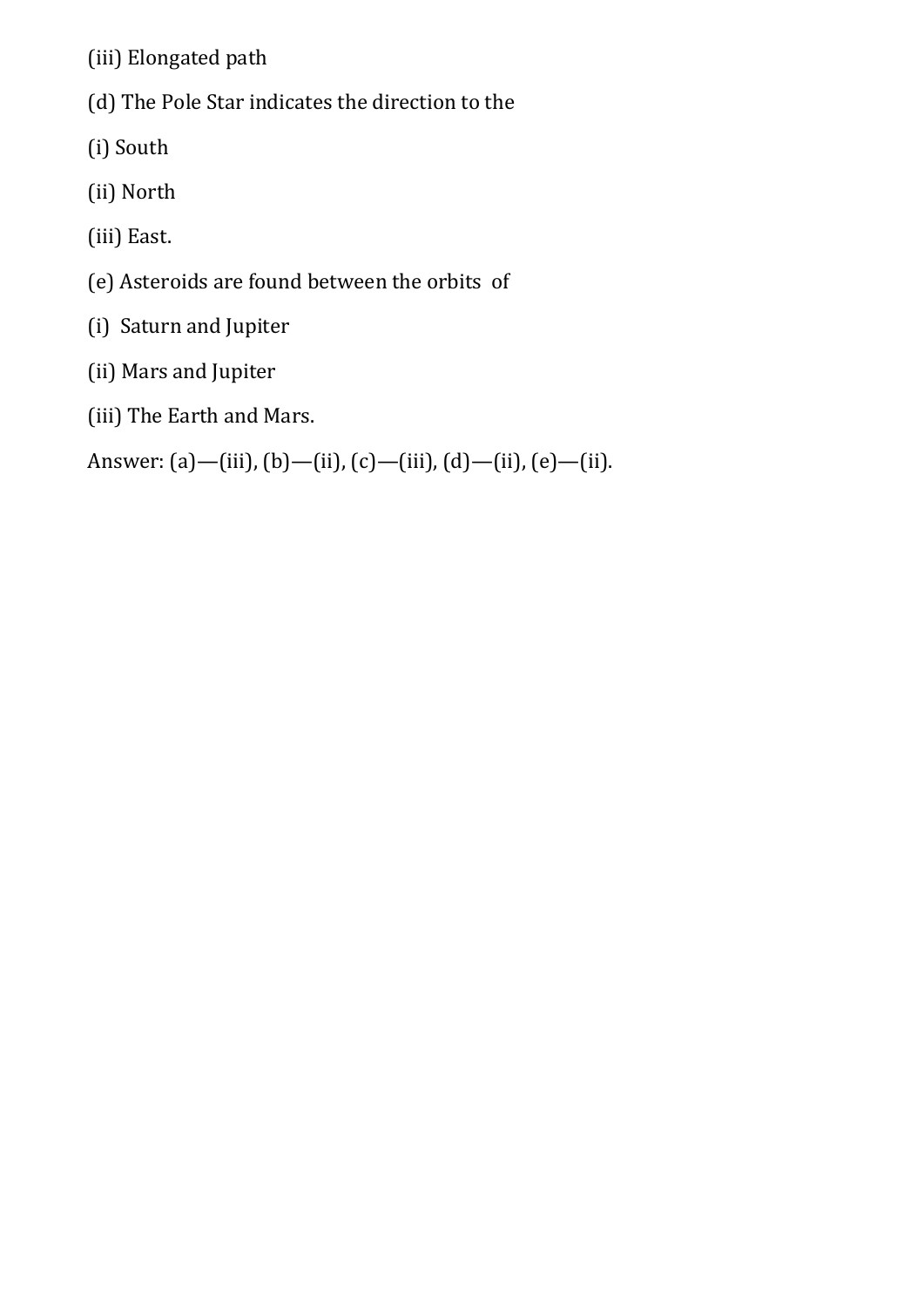(iii) Elongated path

(d) The Pole Star indicates the direction to the

(i) South

(ii) North

(iii) East.

(e) Asteroids are found between the orbits of

(i) Saturn and Jupiter

(ii) Mars and Jupiter

(iii) The Earth and Mars.

Answer: (a)—(iii), (b)—(ii), (c)—(iii), (d)—(ii), (e)—(ii).